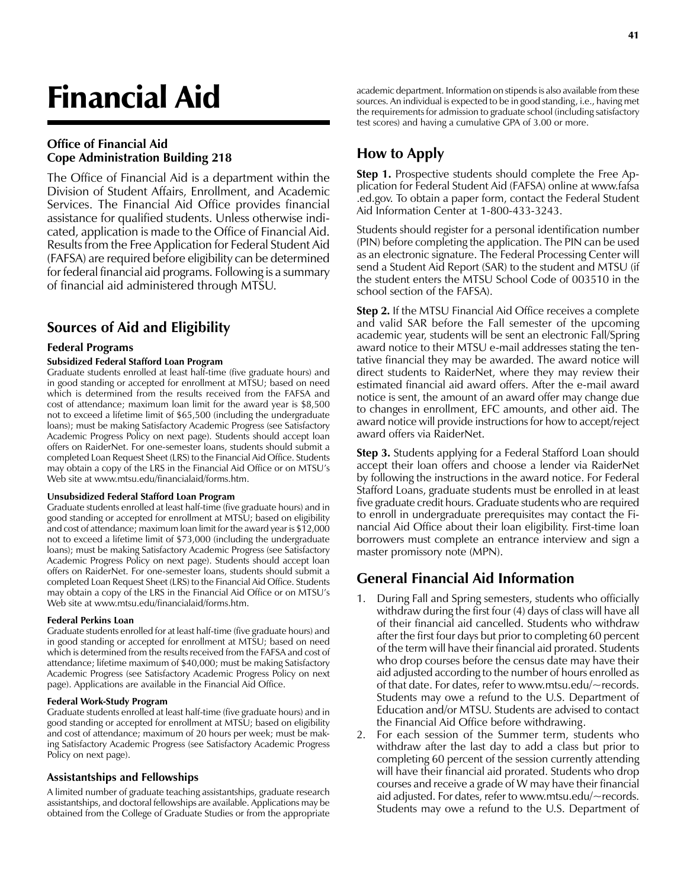# Financial Aid

**Office of Financial Aid**
**Cope Administration Building 218**

The Office of Financial Aid is a department within the Division of Student Affairs, Enrollment, and Academic Services. The Financial Aid Office provides financial assistance for qualified students. Unless otherwise indicated, application is made to the Office of Financial Aid. Results from the Free Application for Federal Student Aid (FAFSA) are required before eligibility can be determined for federal financial aid programs. Following is a summary of financial aid administered through MTSU.

## Sources of Aid and Eligibility

### Federal Programs

#### Subsidized Federal Stafford Loan Program

Graduate students enrolled at least half-time (five graduate hours) and in good standing or accepted for enrollment at MTSU; based on need which is determined from the results received from the FAFSA and cost of attendance; maximum loan limit for the award year is $8,500 not to exceed a lifetime limit of $65,500 (including the undergraduate loans); must be making Satisfactory Academic Progress (see Satisfactory Academic Progress Policy on next page). Students should accept loan offers on RaiderNet. For one-semester loans, students should submit a completed Loan Request Sheet (LRS) to the Financial Aid Office. Students may obtain a copy of the LRS in the Financial Aid Office or on MTSU's Web site at www.mtsu.edu/financialaid/forms.htm.

#### Unsubsidized Federal Stafford Loan Program

Graduate students enrolled at least half-time (five graduate hours) and in good standing or accepted for enrollment at MTSU; based on eligibility and cost of attendance; maximum loan limit for the award year is $12,000 not to exceed a lifetime limit of $73,000 (including the undergraduate loans); must be making Satisfactory Academic Progress (see Satisfactory Academic Progress Policy on next page). Students should accept loan offers on RaiderNet. For one-semester loans, students should submit a completed Loan Request Sheet (LRS) to the Financial Aid Office. Students may obtain a copy of the LRS in the Financial Aid Office or on MTSU's Web site at www.mtsu.edu/financialaid/forms.htm.

#### Federal Perkins Loan

Graduate students enrolled for at least half-time (five graduate hours) and in good standing or accepted for enrollment at MTSU; based on need which is determined from the results received from the FAFSA and cost of attendance; lifetime maximum of $40,000; must be making Satisfactory Academic Progress (see Satisfactory Academic Progress Policy on next page). Applications are available in the Financial Aid Office.

#### Federal Work-Study Program

Graduate students enrolled at least half-time (five graduate hours) and in good standing or accepted for enrollment at MTSU; based on eligibility and cost of attendance; maximum of 20 hours per week; must be making Satisfactory Academic Progress (see Satisfactory Academic Progress Policy on next page).

### Assistantships and Fellowships

A limited number of graduate teaching assistantships, graduate research assistantships, and doctoral fellowships are available. Applications may be obtained from the College of Graduate Studies or from the appropriate academic department. Information on stipends is also available from these sources. An individual is expected to be in good standing, i.e., having met the requirements for admission to graduate school (including satisfactory test scores) and having a cumulative GPA of 3.00 or more.

## How to Apply

**Step 1.** Prospective students should complete the Free Application for Federal Student Aid (FAFSA) online at www.fafsa.ed.gov. To obtain a paper form, contact the Federal Student Aid Information Center at 1-800-433-3243.

Students should register for a personal identification number (PIN) before completing the application. The PIN can be used as an electronic signature. The Federal Processing Center will send a Student Aid Report (SAR) to the student and MTSU (if the student enters the MTSU School Code of 003510 in the school section of the FAFSA).

**Step 2.** If the MTSU Financial Aid Office receives a complete and valid SAR before the Fall semester of the upcoming academic year, students will be sent an electronic Fall/Spring award notice to their MTSU e-mail addresses stating the tentative financial they may be awarded. The award notice will direct students to RaiderNet, where they may review their estimated financial aid award offers. After the e-mail award notice is sent, the amount of an award offer may change due to changes in enrollment, EFC amounts, and other aid. The award notice will provide instructions for how to accept/reject award offers via RaiderNet.

**Step 3.** Students applying for a Federal Stafford Loan should accept their loan offers and choose a lender via RaiderNet by following the instructions in the award notice. For Federal Stafford Loans, graduate students must be enrolled in at least five graduate credit hours. Graduate students who are required to enroll in undergraduate prerequisites may contact the Financial Aid Office about their loan eligibility. First-time loan borrowers must complete an entrance interview and sign a master promissory note (MPN).

## General Financial Aid Information

1. During Fall and Spring semesters, students who officially withdraw during the first four (4) days of class will have all of their financial aid cancelled. Students who withdraw after the first four days but prior to completing 60 percent of the term will have their financial aid prorated. Students who drop courses before the census date may have their aid adjusted according to the number of hours enrolled as of that date. For dates, refer to www.mtsu.edu/~records. Students may owe a refund to the U.S. Department of Education and/or MTSU. Students are advised to contact the Financial Aid Office before withdrawing.
2. For each session of the Summer term, students who withdraw after the last day to add a class but prior to completing 60 percent of the session currently attending will have their financial aid prorated. Students who drop courses and receive a grade of W may have their financial aid adjusted. For dates, refer to www.mtsu.edu/~records. Students may owe a refund to the U.S. Department of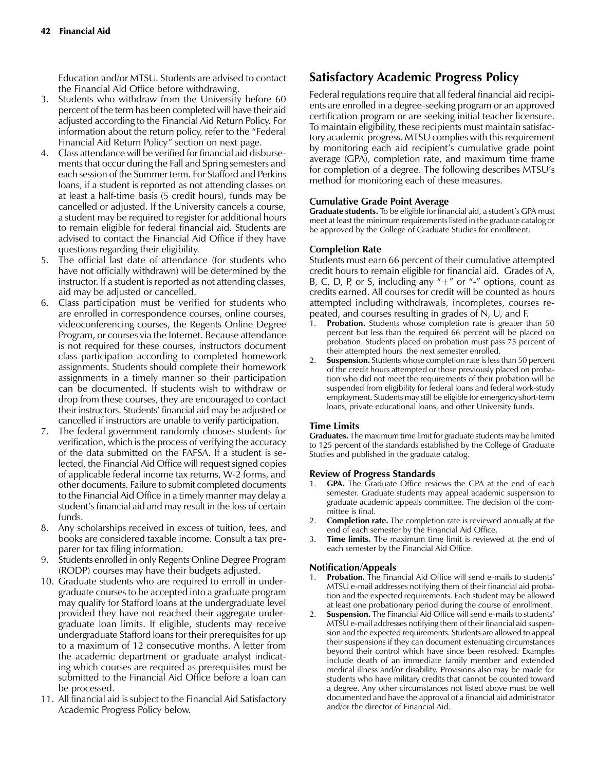Education and/or MTSU. Students are advised to contact the Financial Aid Office before withdrawing.

3. Students who withdraw from the University before 60 percent of the term has been completed will have their aid adjusted according to the Financial Aid Return Policy. For information about the return policy, refer to the "Federal Financial Aid Return Policy" section on next page.
4. Class attendance will be verified for financial aid disbursements that occur during the Fall and Spring semesters and each session of the Summer term. For Stafford and Perkins loans, if a student is reported as not attending classes on at least a half-time basis (5 credit hours), funds may be cancelled or adjusted. If the University cancels a course, a student may be required to register for additional hours to remain eligible for federal financial aid. Students are advised to contact the Financial Aid Office if they have questions regarding their eligibility.
5. The official last date of attendance (for students who have not officially withdrawn) will be determined by the instructor. If a student is reported as not attending classes, aid may be adjusted or cancelled.
6. Class participation must be verified for students who are enrolled in correspondence courses, online courses, videoconferencing courses, the Regents Online Degree Program, or courses via the Internet. Because attendance is not required for these courses, instructors document class participation according to completed homework assignments. Students should complete their homework assignments in a timely manner so their participation can be documented. If students wish to withdraw or drop from these courses, they are encouraged to contact their instructors. Students' financial aid may be adjusted or cancelled if instructors are unable to verify participation.
7. The federal government randomly chooses students for verification, which is the process of verifying the accuracy of the data submitted on the FAFSA. If a student is selected, the Financial Aid Office will request signed copies of applicable federal income tax returns, W-2 forms, and other documents. Failure to submit completed documents to the Financial Aid Office in a timely manner may delay a student's financial aid and may result in the loss of certain funds.
8. Any scholarships received in excess of tuition, fees, and books are considered taxable income. Consult a tax preparer for tax filing information.
9. Students enrolled in only Regents Online Degree Program (RODP) courses may have their budgets adjusted.
10. Graduate students who are required to enroll in undergraduate courses to be accepted into a graduate program may qualify for Stafford loans at the undergraduate level provided they have not reached their aggregate undergraduate loan limits. If eligible, students may receive undergraduate Stafford loans for their prerequisites for up to a maximum of 12 consecutive months. A letter from the academic department or graduate analyst indicating which courses are required as prerequisites must be submitted to the Financial Aid Office before a loan can be processed.
11. All financial aid is subject to the Financial Aid Satisfactory Academic Progress Policy below.

## Satisfactory Academic Progress Policy

Federal regulations require that all federal financial aid recipients are enrolled in a degree-seeking program or an approved certification program or are seeking initial teacher licensure. To maintain eligibility, these recipients must maintain satisfactory academic progress. MTSU complies with this requirement by monitoring each aid recipient's cumulative grade point average (GPA), completion rate, and maximum time frame for completion of a degree. The following describes MTSU's method for monitoring each of these measures.

### Cumulative Grade Point Average

**Graduate students.** To be eligible for financial aid, a student's GPA must meet at least the minimum requirements listed in the graduate catalog or be approved by the College of Graduate Studies for enrollment.

### Completion Rate

Students must earn 66 percent of their cumulative attempted credit hours to remain eligible for financial aid. Grades of A, B, C, D, P, or S, including any "+" or "-" options, count as credits earned. All courses for credit will be counted as hours attempted including withdrawals, incompletes, courses repeated, and courses resulting in grades of N, U, and F.

1. **Probation.** Students whose completion rate is greater than 50 percent but less than the required 66 percent will be placed on probation. Students placed on probation must pass 75 percent of their attempted hours the next semester enrolled.
2. **Suspension.** Students whose completion rate is less than 50 percent of the credit hours attempted or those previously placed on probation who did not meet the requirements of their probation will be suspended from eligibility for federal loans and federal work-study employment. Students may still be eligible for emergency short-term loans, private educational loans, and other University funds.

### Time Limits

**Graduates.** The maximum time limit for graduate students may be limited to 125 percent of the standards established by the College of Graduate Studies and published in the graduate catalog.

### Review of Progress Standards

1. **GPA.** The Graduate Office reviews the GPA at the end of each semester. Graduate students may appeal academic suspension to graduate academic appeals committee. The decision of the committee is final.
2. **Completion rate.** The completion rate is reviewed annually at the end of each semester by the Financial Aid Office.
3. **Time limits.** The maximum time limit is reviewed at the end of each semester by the Financial Aid Office.

### Notification/Appeals

1. **Probation.** The Financial Aid Office will send e-mails to students' MTSU e-mail addresses notifying them of their financial aid probation and the expected requirements. Each student may be allowed at least one probationary period during the course of enrollment.
2. **Suspension.** The Financial Aid Office will send e-mails to students' MTSU e-mail addresses notifying them of their financial aid suspension and the expected requirements. Students are allowed to appeal their suspensions if they can document extenuating circumstances beyond their control which have since been resolved. Examples include death of an immediate family member and extended medical illness and/or disability. Provisions also may be made for students who have military credits that cannot be counted toward a degree. Any other circumstances not listed above must be well documented and have the approval of a financial aid administrator and/or the director of Financial Aid.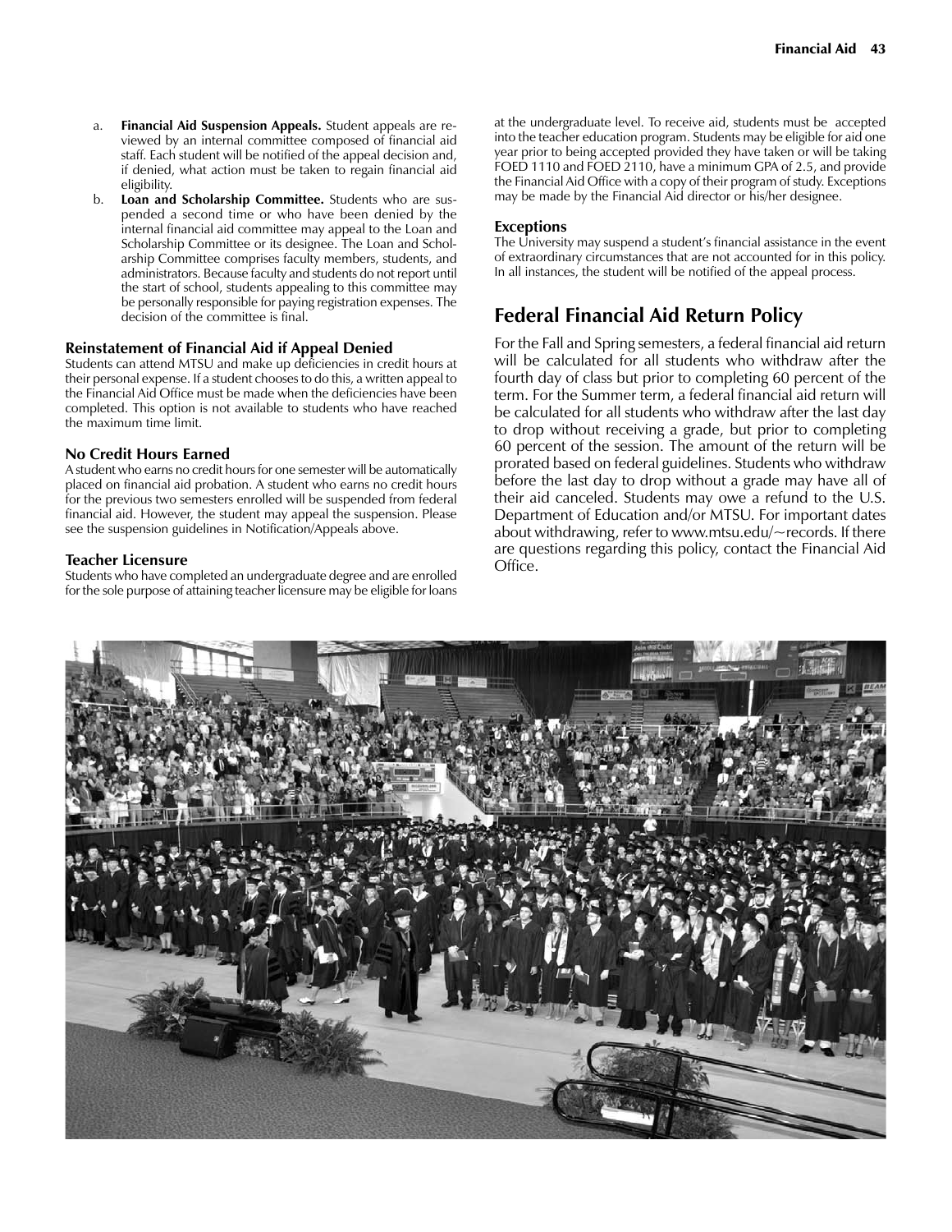a. **Financial Aid Suspension Appeals.** Student appeals are reviewed by an internal committee composed of financial aid staff. Each student will be notified of the appeal decision and, if denied, what action must be taken to regain financial aid eligibility.
b. **Loan and Scholarship Committee.** Students who are suspended a second time or who have been denied by the internal financial aid committee may appeal to the Loan and Scholarship Committee or its designee. The Loan and Scholarship Committee comprises faculty members, students, and administrators. Because faculty and students do not report until the start of school, students appealing to this committee may be personally responsible for paying registration expenses. The decision of the committee is final.

### Reinstatement of Financial Aid if Appeal Denied

Students can attend MTSU and make up deficiencies in credit hours at their personal expense. If a student chooses to do this, a written appeal to the Financial Aid Office must be made when the deficiencies have been completed. This option is not available to students who have reached the maximum time limit.

### No Credit Hours Earned

A student who earns no credit hours for one semester will be automatically placed on financial aid probation. A student who earns no credit hours for the previous two semesters enrolled will be suspended from federal financial aid. However, the student may appeal the suspension. Please see the suspension guidelines in Notification/Appeals above.

### Teacher Licensure

Students who have completed an undergraduate degree and are enrolled for the sole purpose of attaining teacher licensure may be eligible for loans at the undergraduate level. To receive aid, students must be accepted into the teacher education program. Students may be eligible for aid one year prior to being accepted provided they have taken or will be taking FOED 1110 and FOED 2110, have a minimum GPA of 2.5, and provide the Financial Aid Office with a copy of their program of study. Exceptions may be made by the Financial Aid director or his/her designee.

### Exceptions

The University may suspend a student's financial assistance in the event of extraordinary circumstances that are not accounted for in this policy. In all instances, the student will be notified of the appeal process.

## Federal Financial Aid Return Policy

For the Fall and Spring semesters, a federal financial aid return will be calculated for all students who withdraw after the fourth day of class but prior to completing 60 percent of the term. For the Summer term, a federal financial aid return will be calculated for all students who withdraw after the last day to drop without receiving a grade, but prior to completing 60 percent of the session. The amount of the return will be prorated based on federal guidelines. Students who withdraw before the last day to drop without a grade may have all of their aid canceled. Students may owe a refund to the U.S. Department of Education and/or MTSU. For important dates about withdrawing, refer to www.mtsu.edu/~records. If there are questions regarding this policy, contact the Financial Aid Office.